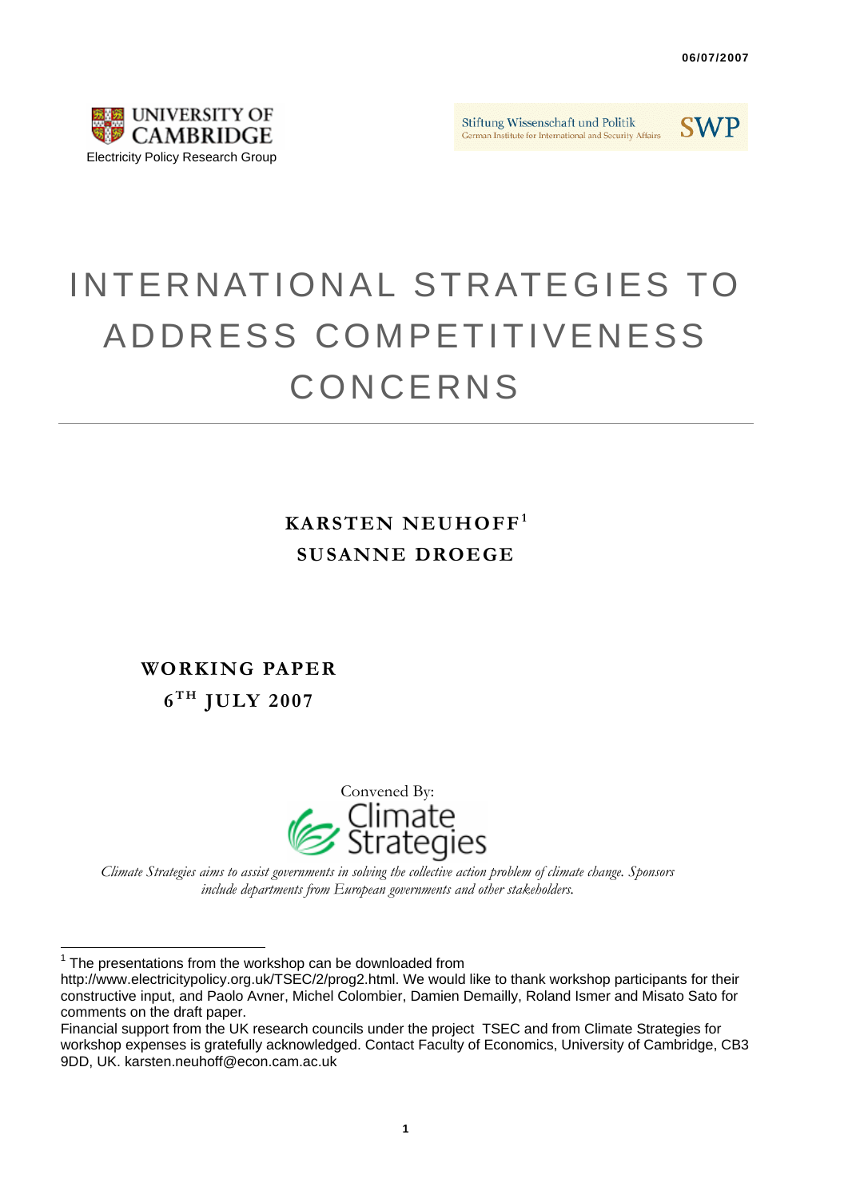06/07/2007

UNIVERSITY OF CAMBRIDGE
Electricity Policy Research Group

Stiftung Wissenschaft und Politik
German Institute for International and Security Affairs
SWP

# INTERNATIONAL STRATEGIES TO ADDRESS COMPETITIVENESS CONCERNS

**KARSTEN NEUHOFF**[1]

**SUSANNE DROEGE**

**WORKING PAPER**

**6[TH] JULY 2007**

Convened By:

Climate Strategies

*Climate Strategies aims to assist governments in solving the collective action problem of climate change. Sponsors include departments from European governments and other stakeholders.*

---

[1] The presentations from the workshop can be downloaded from http://www.electricitypolicy.org.uk/TSEC/2/prog2.html. We would like to thank workshop participants for their constructive input, and Paolo Avner, Michel Colombier, Damien Demailly, Roland Ismer and Misato Sato for comments on the draft paper.

Financial support from the UK research councils under the project TSEC and from Climate Strategies for workshop expenses is gratefully acknowledged. Contact Faculty of Economics, University of Cambridge, CB3 9DD, UK. karsten.neuhoff@econ.cam.ac.uk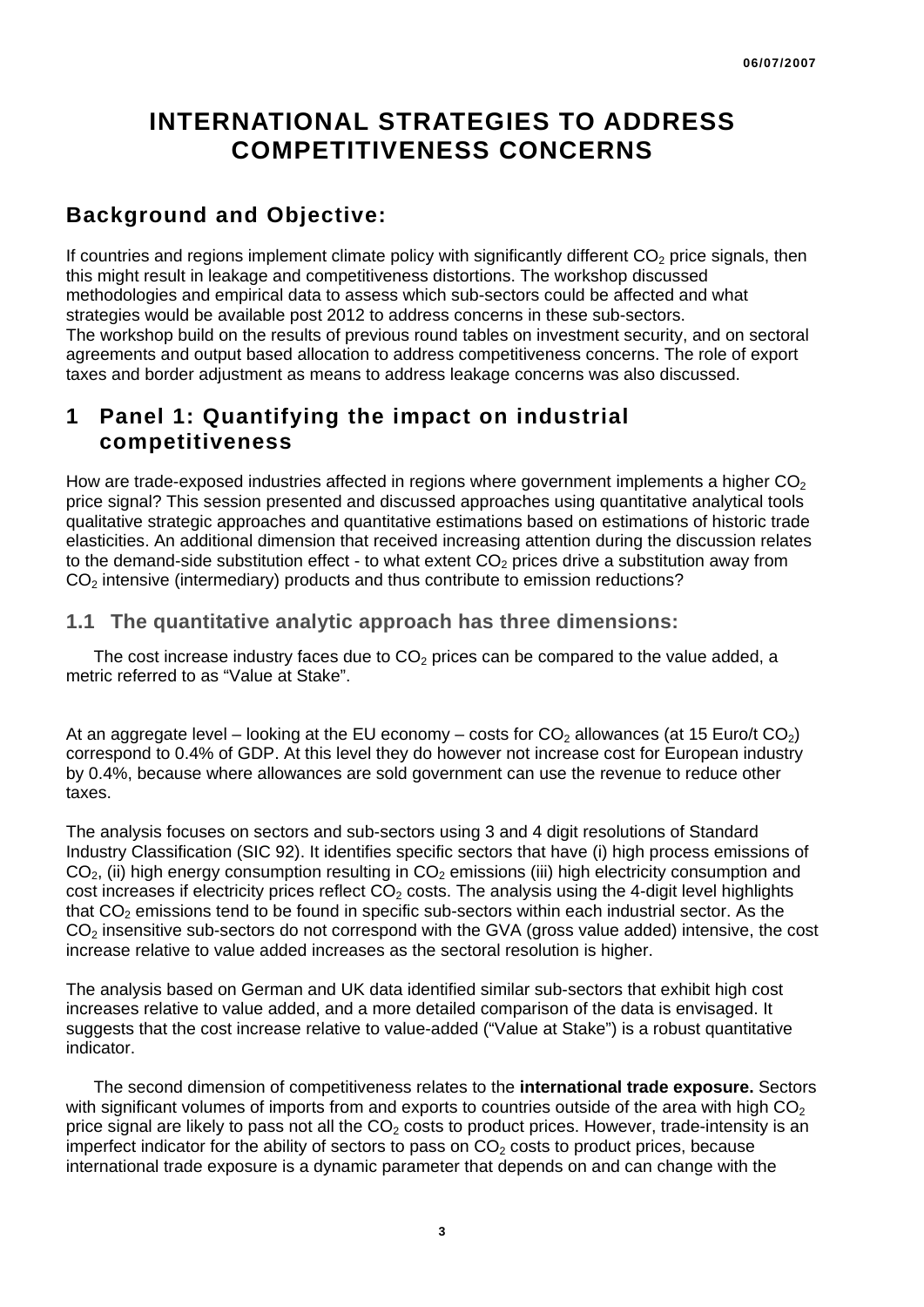# INTERNATIONAL STRATEGIES TO ADDRESS COMPETITIVENESS CONCERNS

## Background and Objective:

If countries and regions implement climate policy with significantly different $CO_2$ price signals, then this might result in leakage and competitiveness distortions. The workshop discussed methodologies and empirical data to assess which sub-sectors could be affected and what strategies would be available post 2012 to address concerns in these sub-sectors.
The workshop build on the results of previous round tables on investment security, and on sectoral agreements and output based allocation to address competitiveness concerns. The role of export taxes and border adjustment as means to address leakage concerns was also discussed.

## 1 Panel 1: Quantifying the impact on industrial competitiveness

How are trade-exposed industries affected in regions where government implements a higher $CO_2$ price signal? This session presented and discussed approaches using quantitative analytical tools qualitative strategic approaches and quantitative estimations based on estimations of historic trade elasticities. An additional dimension that received increasing attention during the discussion relates to the demand-side substitution effect - to what extent $CO_2$ prices drive a substitution away from $CO_2$ intensive (intermediary) products and thus contribute to emission reductions?

### 1.1 The quantitative analytic approach has three dimensions:

The cost increase industry faces due to $CO_2$ prices can be compared to the value added, a metric referred to as “Value at Stake”.

At an aggregate level – looking at the EU economy – costs for $CO_2$ allowances (at 15 Euro/t $CO_2$) correspond to 0.4% of GDP. At this level they do however not increase cost for European industry by 0.4%, because where allowances are sold government can use the revenue to reduce other taxes.

The analysis focuses on sectors and sub-sectors using 3 and 4 digit resolutions of Standard Industry Classification (SIC 92). It identifies specific sectors that have (i) high process emissions of $CO_2$, (ii) high energy consumption resulting in $CO_2$ emissions (iii) high electricity consumption and cost increases if electricity prices reflect $CO_2$ costs. The analysis using the 4-digit level highlights that $CO_2$ emissions tend to be found in specific sub-sectors within each industrial sector. As the $CO_2$ insensitive sub-sectors do not correspond with the GVA (gross value added) intensive, the cost increase relative to value added increases as the sectoral resolution is higher.

The analysis based on German and UK data identified similar sub-sectors that exhibit high cost increases relative to value added, and a more detailed comparison of the data is envisaged. It suggests that the cost increase relative to value-added (“Value at Stake”) is a robust quantitative indicator.

The second dimension of competitiveness relates to the **international trade exposure.** Sectors with significant volumes of imports from and exports to countries outside of the area with high $CO_2$ price signal are likely to pass not all the $CO_2$ costs to product prices. However, trade-intensity is an imperfect indicator for the ability of sectors to pass on $CO_2$ costs to product prices, because international trade exposure is a dynamic parameter that depends on and can change with the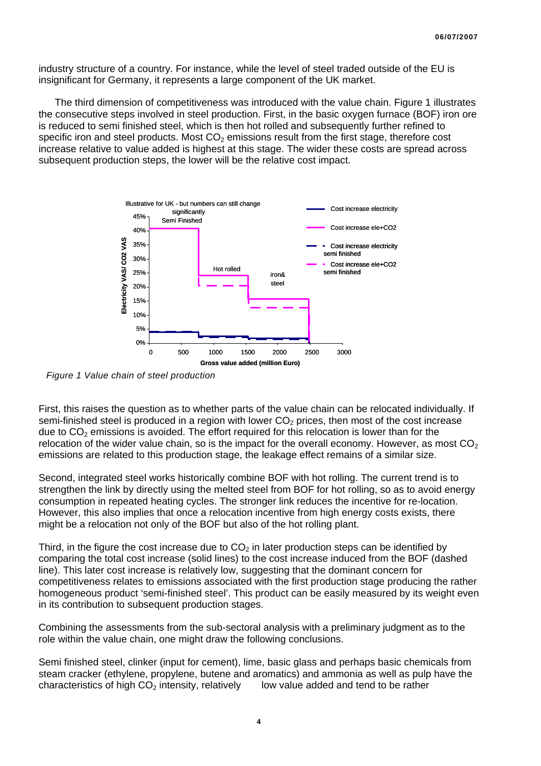industry structure of a country. For instance, while the level of steel traded outside of the EU is insignificant for Germany, it represents a large component of the UK market.

The third dimension of competitiveness was introduced with the value chain. Figure 1 illustrates the consecutive steps involved in steel production. First, in the basic oxygen furnace (BOF) iron ore is reduced to semi finished steel, which is then hot rolled and subsequently further refined to specific iron and steel products. Most $CO_2$ emissions result from the first stage, therefore cost increase relative to value added is highest at this stage. The wider these costs are spread across subsequent production steps, the lower will be the relative cost impact.

*Figure 1 Value chain of steel production*

First, this raises the question as to whether parts of the value chain can be relocated individually. If semi-finished steel is produced in a region with lower $CO_2$ prices, then most of the cost increase due to $CO_2$ emissions is avoided. The effort required for this relocation is lower than for the relocation of the wider value chain, so is the impact for the overall economy. However, as most $CO_2$ emissions are related to this production stage, the leakage effect remains of a similar size.

Second, integrated steel works historically combine BOF with hot rolling. The current trend is to strengthen the link by directly using the melted steel from BOF for hot rolling, so as to avoid energy consumption in repeated heating cycles. The stronger link reduces the incentive for re-location. However, this also implies that once a relocation incentive from high energy costs exists, there might be a relocation not only of the BOF but also of the hot rolling plant.

Third, in the figure the cost increase due to $CO_2$ in later production steps can be identified by comparing the total cost increase (solid lines) to the cost increase induced from the BOF (dashed line). This later cost increase is relatively low, suggesting that the dominant concern for competitiveness relates to emissions associated with the first production stage producing the rather homogeneous product 'semi-finished steel'. This product can be easily measured by its weight even in its contribution to subsequent production stages.

Combining the assessments from the sub-sectoral analysis with a preliminary judgment as to the role within the value chain, one might draw the following conclusions.

Semi finished steel, clinker (input for cement), lime, basic glass and perhaps basic chemicals from steam cracker (ethylene, propylene, butene and aromatics) and ammonia as well as pulp have the characteristics of high $CO_2$ intensity, relatively low value added and tend to be rather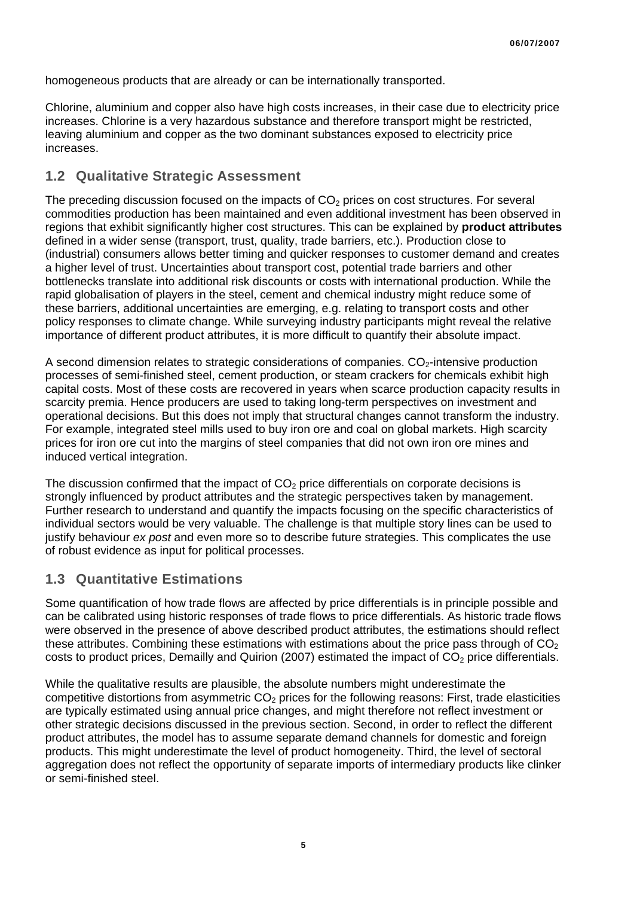homogeneous products that are already or can be internationally transported.

Chlorine, aluminium and copper also have high costs increases, in their case due to electricity price increases. Chlorine is a very hazardous substance and therefore transport might be restricted, leaving aluminium and copper as the two dominant substances exposed to electricity price increases.

## 1.2 Qualitative Strategic Assessment

The preceding discussion focused on the impacts of $CO_2$ prices on cost structures. For several commodities production has been maintained and even additional investment has been observed in regions that exhibit significantly higher cost structures. This can be explained by **product attributes** defined in a wider sense (transport, trust, quality, trade barriers, etc.). Production close to (industrial) consumers allows better timing and quicker responses to customer demand and creates a higher level of trust. Uncertainties about transport cost, potential trade barriers and other bottlenecks translate into additional risk discounts or costs with international production. While the rapid globalisation of players in the steel, cement and chemical industry might reduce some of these barriers, additional uncertainties are emerging, e.g. relating to transport costs and other policy responses to climate change. While surveying industry participants might reveal the relative importance of different product attributes, it is more difficult to quantify their absolute impact.

A second dimension relates to strategic considerations of companies. $CO_2$-intensive production processes of semi-finished steel, cement production, or steam crackers for chemicals exhibit high capital costs. Most of these costs are recovered in years when scarce production capacity results in scarcity premia. Hence producers are used to taking long-term perspectives on investment and operational decisions. But this does not imply that structural changes cannot transform the industry. For example, integrated steel mills used to buy iron ore and coal on global markets. High scarcity prices for iron ore cut into the margins of steel companies that did not own iron ore mines and induced vertical integration.

The discussion confirmed that the impact of $CO_2$ price differentials on corporate decisions is strongly influenced by product attributes and the strategic perspectives taken by management. Further research to understand and quantify the impacts focusing on the specific characteristics of individual sectors would be very valuable. The challenge is that multiple story lines can be used to justify behaviour *ex post* and even more so to describe future strategies. This complicates the use of robust evidence as input for political processes.

## 1.3 Quantitative Estimations

Some quantification of how trade flows are affected by price differentials is in principle possible and can be calibrated using historic responses of trade flows to price differentials. As historic trade flows were observed in the presence of above described product attributes, the estimations should reflect these attributes. Combining these estimations with estimations about the price pass through of $CO_2$ costs to product prices, Demailly and Quirion (2007) estimated the impact of $CO_2$ price differentials.

While the qualitative results are plausible, the absolute numbers might underestimate the competitive distortions from asymmetric $CO_2$ prices for the following reasons: First, trade elasticities are typically estimated using annual price changes, and might therefore not reflect investment or other strategic decisions discussed in the previous section. Second, in order to reflect the different product attributes, the model has to assume separate demand channels for domestic and foreign products. This might underestimate the level of product homogeneity. Third, the level of sectoral aggregation does not reflect the opportunity of separate imports of intermediary products like clinker or semi-finished steel.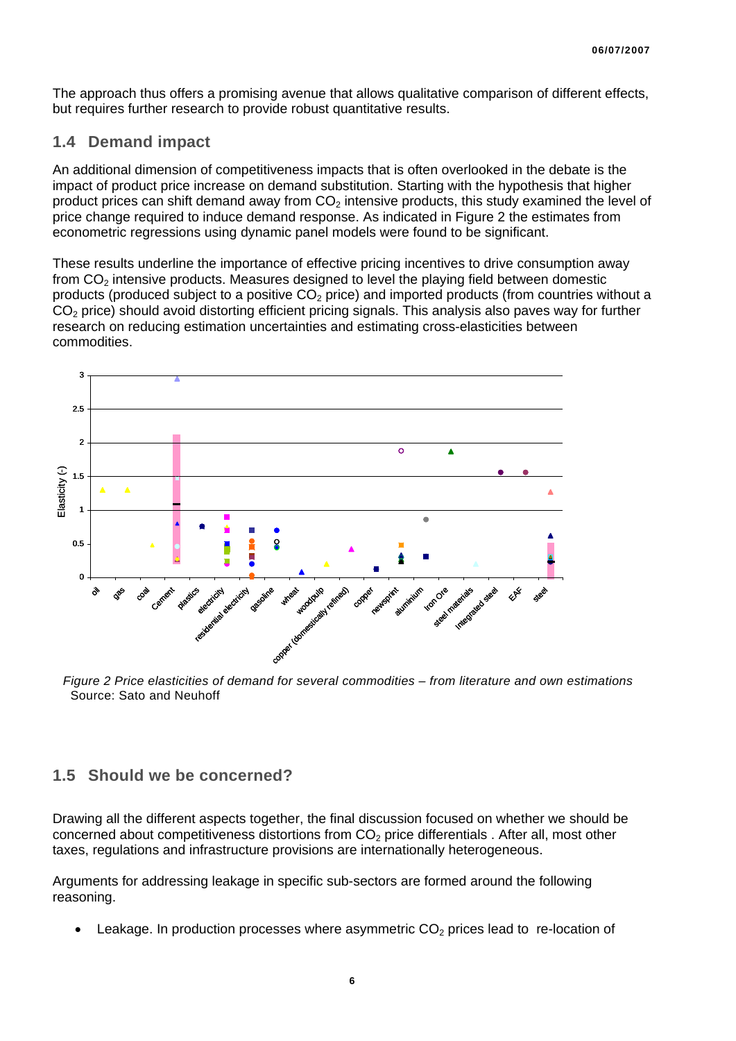The approach thus offers a promising avenue that allows qualitative comparison of different effects, but requires further research to provide robust quantitative results.

## 1.4 Demand impact

An additional dimension of competitiveness impacts that is often overlooked in the debate is the impact of product price increase on demand substitution. Starting with the hypothesis that higher product prices can shift demand away from $CO_2$ intensive products, this study examined the level of price change required to induce demand response. As indicated in Figure 2 the estimates from econometric regressions using dynamic panel models were found to be significant.

These results underline the importance of effective pricing incentives to drive consumption away from $CO_2$ intensive products. Measures designed to level the playing field between domestic products (produced subject to a positive $CO_2$ price) and imported products (from countries without a $CO_2$ price) should avoid distorting efficient pricing signals. This analysis also paves way for further research on reducing estimation uncertainties and estimating cross-elasticities between commodities.

*Figure 2 Price elasticities of demand for several commodities – from literature and own estimations*
Source: Sato and Neuhoff

## 1.5 Should we be concerned?

Drawing all the different aspects together, the final discussion focused on whether we should be concerned about competitiveness distortions from $CO_2$ price differentials . After all, most other taxes, regulations and infrastructure provisions are internationally heterogeneous.

Arguments for addressing leakage in specific sub-sectors are formed around the following reasoning.

- Leakage. In production processes where asymmetric $CO_2$ prices lead to re-location of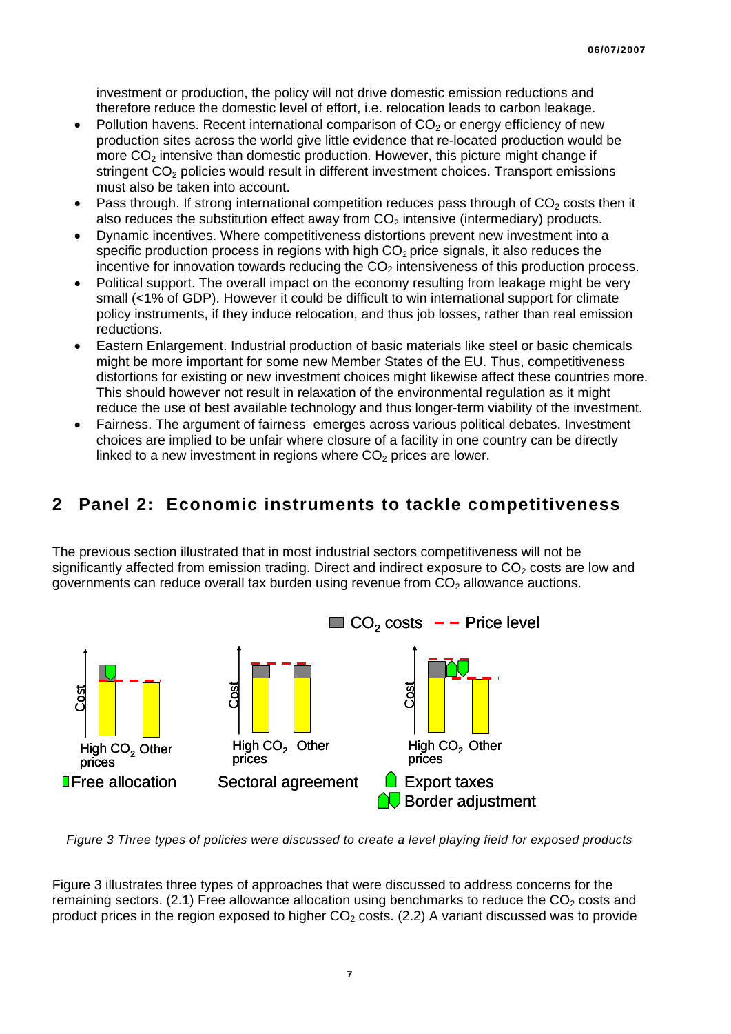investment or production, the policy will not drive domestic emission reductions and therefore reduce the domestic level of effort, i.e. relocation leads to carbon leakage.

- Pollution havens. Recent international comparison of $CO_2$ or energy efficiency of new production sites across the world give little evidence that re-located production would be more $CO_2$ intensive than domestic production. However, this picture might change if stringent $CO_2$ policies would result in different investment choices. Transport emissions must also be taken into account.
- Pass through. If strong international competition reduces pass through of $CO_2$ costs then it also reduces the substitution effect away from $CO_2$ intensive (intermediary) products.
- Dynamic incentives. Where competitiveness distortions prevent new investment into a specific production process in regions with high $CO_2$ price signals, it also reduces the incentive for innovation towards reducing the $CO_2$ intensiveness of this production process.
- Political support. The overall impact on the economy resulting from leakage might be very small (<1% of GDP). However it could be difficult to win international support for climate policy instruments, if they induce relocation, and thus job losses, rather than real emission reductions.
- Eastern Enlargement. Industrial production of basic materials like steel or basic chemicals might be more important for some new Member States of the EU. Thus, competitiveness distortions for existing or new investment choices might likewise affect these countries more. This should however not result in relaxation of the environmental regulation as it might reduce the use of best available technology and thus longer-term viability of the investment.
- Fairness. The argument of fairness emerges across various political debates. Investment choices are implied to be unfair where closure of a facility in one country can be directly linked to a new investment in regions where $CO_2$ prices are lower.

## 2 Panel 2: Economic instruments to tackle competitiveness

The previous section illustrated that in most industrial sectors competitiveness will not be significantly affected from emission trading. Direct and indirect exposure to $CO_2$ costs are low and governments can reduce overall tax burden using revenue from $CO_2$ allowance auctions.

*Figure 3 Three types of policies were discussed to create a level playing field for exposed products*

Figure 3 illustrates three types of approaches that were discussed to address concerns for the remaining sectors. (2.1) Free allowance allocation using benchmarks to reduce the $CO_2$ costs and product prices in the region exposed to higher $CO_2$ costs. (2.2) A variant discussed was to provide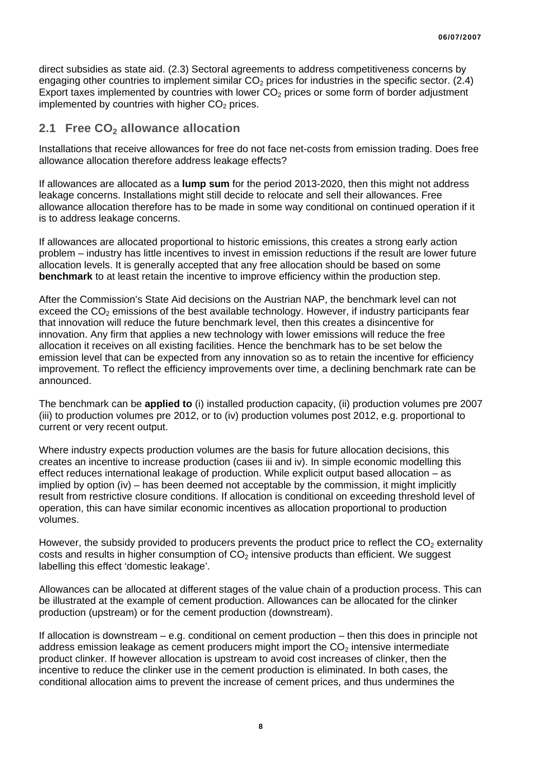direct subsidies as state aid. (2.3) Sectoral agreements to address competitiveness concerns by engaging other countries to implement similar $CO_2$ prices for industries in the specific sector. (2.4) Export taxes implemented by countries with lower $CO_2$ prices or some form of border adjustment implemented by countries with higher $CO_2$ prices.

## 2.1 Free $CO_2$ allowance allocation

Installations that receive allowances for free do not face net-costs from emission trading. Does free allowance allocation therefore address leakage effects?

If allowances are allocated as a **lump sum** for the period 2013-2020, then this might not address leakage concerns. Installations might still decide to relocate and sell their allowances. Free allowance allocation therefore has to be made in some way conditional on continued operation if it is to address leakage concerns.

If allowances are allocated proportional to historic emissions, this creates a strong early action problem – industry has little incentives to invest in emission reductions if the result are lower future allocation levels. It is generally accepted that any free allocation should be based on some **benchmark** to at least retain the incentive to improve efficiency within the production step.

After the Commission's State Aid decisions on the Austrian NAP, the benchmark level can not exceed the $CO_2$ emissions of the best available technology. However, if industry participants fear that innovation will reduce the future benchmark level, then this creates a disincentive for innovation. Any firm that applies a new technology with lower emissions will reduce the free allocation it receives on all existing facilities. Hence the benchmark has to be set below the emission level that can be expected from any innovation so as to retain the incentive for efficiency improvement. To reflect the efficiency improvements over time, a declining benchmark rate can be announced.

The benchmark can be **applied to** (i) installed production capacity, (ii) production volumes pre 2007 (iii) to production volumes pre 2012, or to (iv) production volumes post 2012, e.g. proportional to current or very recent output.

Where industry expects production volumes are the basis for future allocation decisions, this creates an incentive to increase production (cases iii and iv). In simple economic modelling this effect reduces international leakage of production. While explicit output based allocation – as implied by option (iv) – has been deemed not acceptable by the commission, it might implicitly result from restrictive closure conditions. If allocation is conditional on exceeding threshold level of operation, this can have similar economic incentives as allocation proportional to production volumes.

However, the subsidy provided to producers prevents the product price to reflect the $CO_2$ externality costs and results in higher consumption of $CO_2$ intensive products than efficient. We suggest labelling this effect 'domestic leakage'.

Allowances can be allocated at different stages of the value chain of a production process. This can be illustrated at the example of cement production. Allowances can be allocated for the clinker production (upstream) or for the cement production (downstream).

If allocation is downstream – e.g. conditional on cement production – then this does in principle not address emission leakage as cement producers might import the $CO_2$ intensive intermediate product clinker. If however allocation is upstream to avoid cost increases of clinker, then the incentive to reduce the clinker use in the cement production is eliminated. In both cases, the conditional allocation aims to prevent the increase of cement prices, and thus undermines the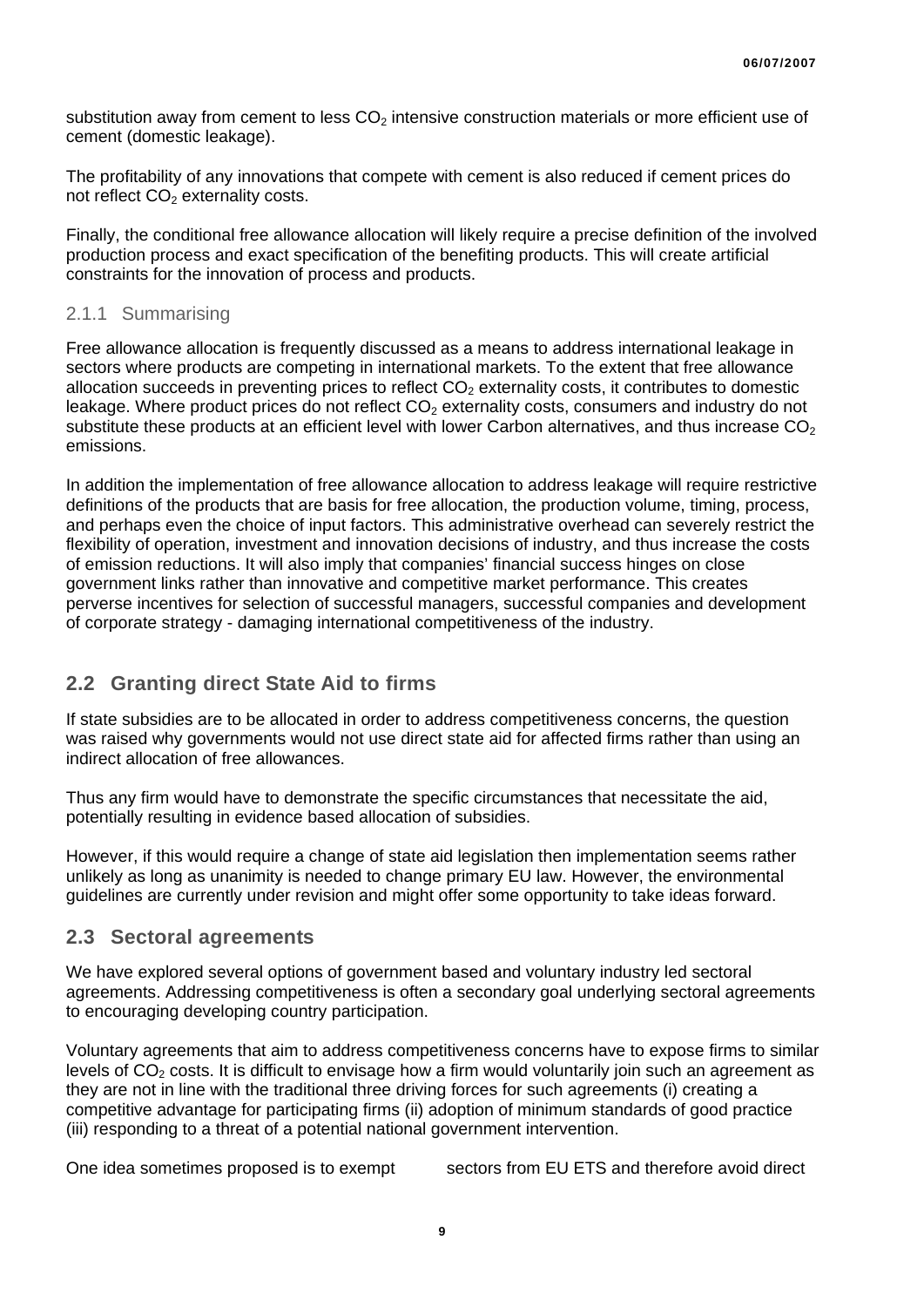substitution away from cement to less $CO_2$ intensive construction materials or more efficient use of cement (domestic leakage).

The profitability of any innovations that compete with cement is also reduced if cement prices do not reflect $CO_2$ externality costs.

Finally, the conditional free allowance allocation will likely require a precise definition of the involved production process and exact specification of the benefiting products. This will create artificial constraints for the innovation of process and products.

### 2.1.1 Summarising

Free allowance allocation is frequently discussed as a means to address international leakage in sectors where products are competing in international markets. To the extent that free allowance allocation succeeds in preventing prices to reflect $CO_2$ externality costs, it contributes to domestic leakage. Where product prices do not reflect $CO_2$ externality costs, consumers and industry do not substitute these products at an efficient level with lower Carbon alternatives, and thus increase $CO_2$ emissions.

In addition the implementation of free allowance allocation to address leakage will require restrictive definitions of the products that are basis for free allocation, the production volume, timing, process, and perhaps even the choice of input factors. This administrative overhead can severely restrict the flexibility of operation, investment and innovation decisions of industry, and thus increase the costs of emission reductions. It will also imply that companies' financial success hinges on close government links rather than innovative and competitive market performance. This creates perverse incentives for selection of successful managers, successful companies and development of corporate strategy - damaging international competitiveness of the industry.

## 2.2 Granting direct State Aid to firms

If state subsidies are to be allocated in order to address competitiveness concerns, the question was raised why governments would not use direct state aid for affected firms rather than using an indirect allocation of free allowances.

Thus any firm would have to demonstrate the specific circumstances that necessitate the aid, potentially resulting in evidence based allocation of subsidies.

However, if this would require a change of state aid legislation then implementation seems rather unlikely as long as unanimity is needed to change primary EU law. However, the environmental guidelines are currently under revision and might offer some opportunity to take ideas forward.

## 2.3 Sectoral agreements

We have explored several options of government based and voluntary industry led sectoral agreements. Addressing competitiveness is often a secondary goal underlying sectoral agreements to encouraging developing country participation.

Voluntary agreements that aim to address competitiveness concerns have to expose firms to similar levels of $CO_2$ costs. It is difficult to envisage how a firm would voluntarily join such an agreement as they are not in line with the traditional three driving forces for such agreements (i) creating a competitive advantage for participating firms (ii) adoption of minimum standards of good practice (iii) responding to a threat of a potential national government intervention.

One idea sometimes proposed is to exempt sectors from EU ETS and therefore avoid direct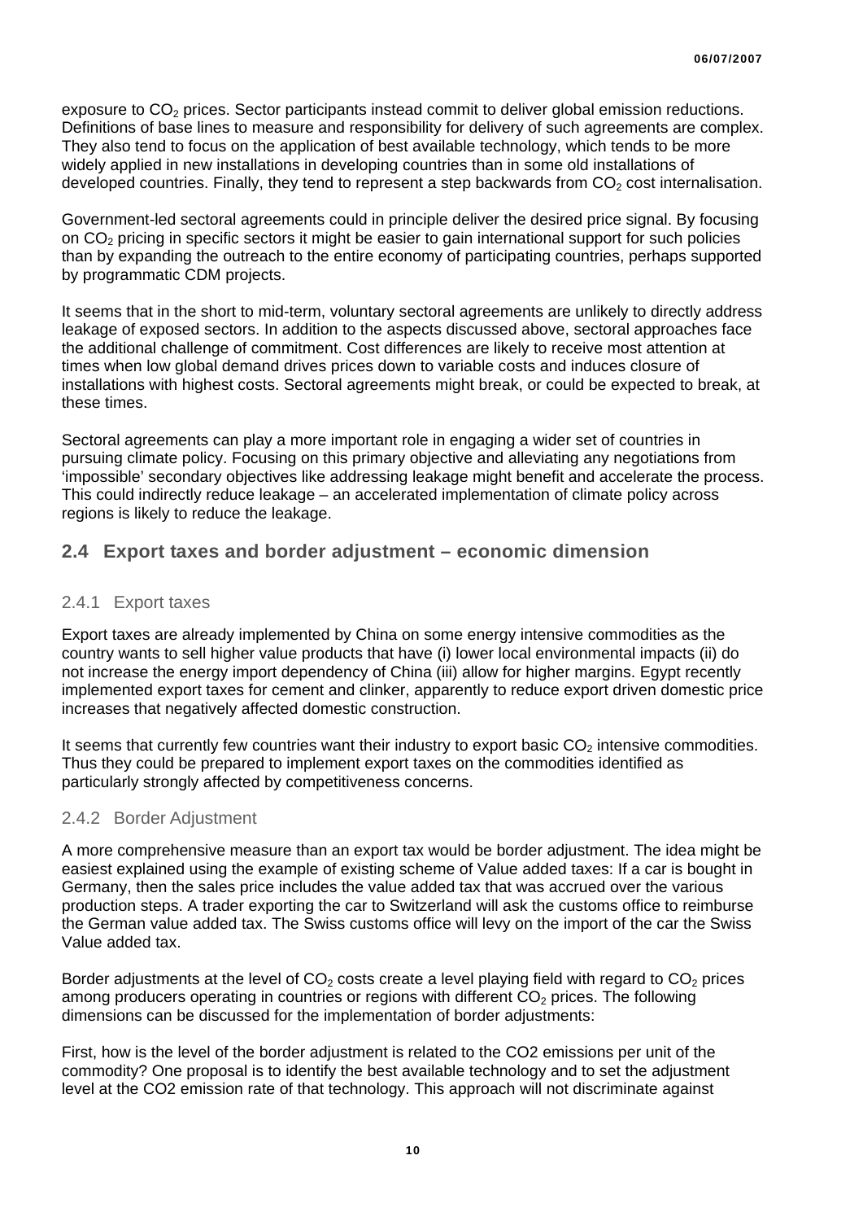exposure to $CO_2$ prices. Sector participants instead commit to deliver global emission reductions. Definitions of base lines to measure and responsibility for delivery of such agreements are complex. They also tend to focus on the application of best available technology, which tends to be more widely applied in new installations in developing countries than in some old installations of developed countries. Finally, they tend to represent a step backwards from $CO_2$ cost internalisation.

Government-led sectoral agreements could in principle deliver the desired price signal. By focusing on $CO_2$ pricing in specific sectors it might be easier to gain international support for such policies than by expanding the outreach to the entire economy of participating countries, perhaps supported by programmatic CDM projects.

It seems that in the short to mid-term, voluntary sectoral agreements are unlikely to directly address leakage of exposed sectors. In addition to the aspects discussed above, sectoral approaches face the additional challenge of commitment. Cost differences are likely to receive most attention at times when low global demand drives prices down to variable costs and induces closure of installations with highest costs. Sectoral agreements might break, or could be expected to break, at these times.

Sectoral agreements can play a more important role in engaging a wider set of countries in pursuing climate policy. Focusing on this primary objective and alleviating any negotiations from 'impossible' secondary objectives like addressing leakage might benefit and accelerate the process. This could indirectly reduce leakage – an accelerated implementation of climate policy across regions is likely to reduce the leakage.

## 2.4 Export taxes and border adjustment – economic dimension

### 2.4.1 Export taxes

Export taxes are already implemented by China on some energy intensive commodities as the country wants to sell higher value products that have (i) lower local environmental impacts (ii) do not increase the energy import dependency of China (iii) allow for higher margins. Egypt recently implemented export taxes for cement and clinker, apparently to reduce export driven domestic price increases that negatively affected domestic construction.

It seems that currently few countries want their industry to export basic $CO_2$ intensive commodities. Thus they could be prepared to implement export taxes on the commodities identified as particularly strongly affected by competitiveness concerns.

### 2.4.2 Border Adjustment

A more comprehensive measure than an export tax would be border adjustment. The idea might be easiest explained using the example of existing scheme of Value added taxes: If a car is bought in Germany, then the sales price includes the value added tax that was accrued over the various production steps. A trader exporting the car to Switzerland will ask the customs office to reimburse the German value added tax. The Swiss customs office will levy on the import of the car the Swiss Value added tax.

Border adjustments at the level of $CO_2$ costs create a level playing field with regard to $CO_2$ prices among producers operating in countries or regions with different $CO_2$ prices. The following dimensions can be discussed for the implementation of border adjustments:

First, how is the level of the border adjustment is related to the CO2 emissions per unit of the commodity? One proposal is to identify the best available technology and to set the adjustment level at the CO2 emission rate of that technology. This approach will not discriminate against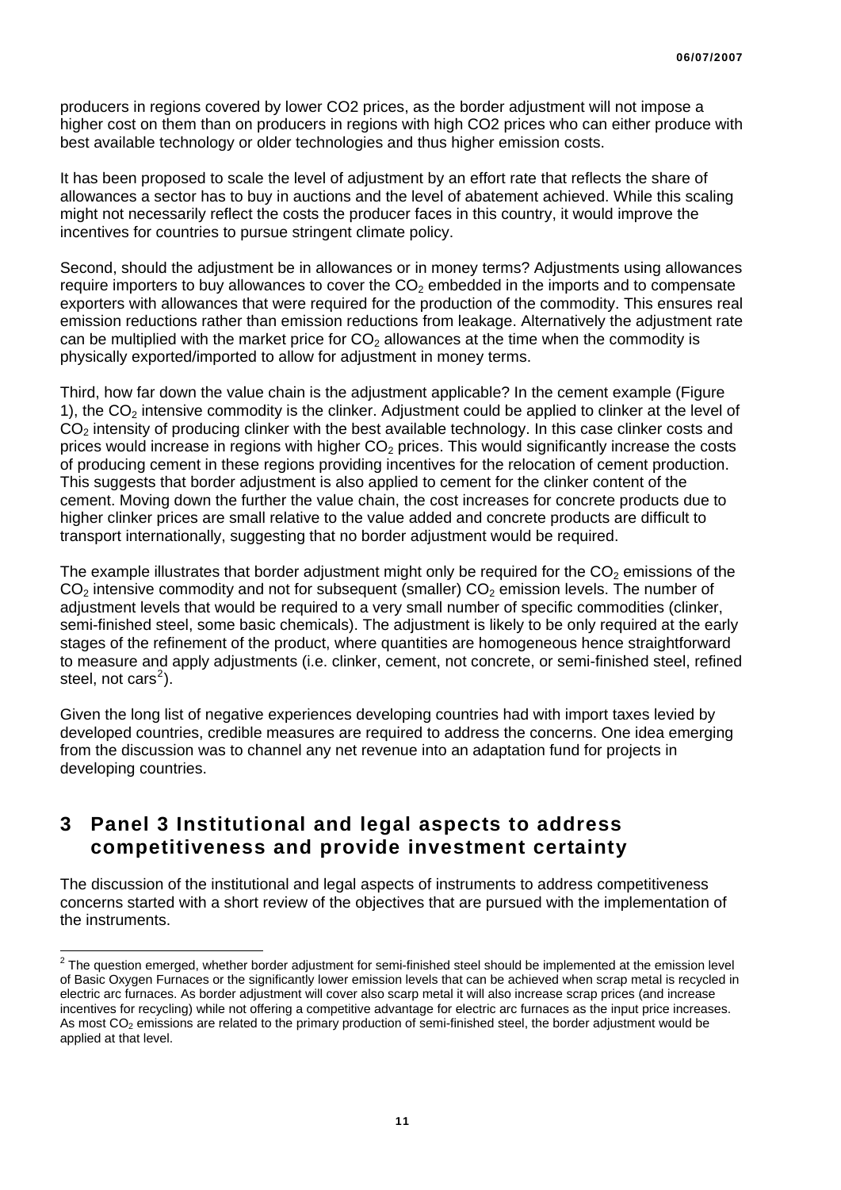producers in regions covered by lower CO2 prices, as the border adjustment will not impose a higher cost on them than on producers in regions with high CO2 prices who can either produce with best available technology or older technologies and thus higher emission costs.

It has been proposed to scale the level of adjustment by an effort rate that reflects the share of allowances a sector has to buy in auctions and the level of abatement achieved. While this scaling might not necessarily reflect the costs the producer faces in this country, it would improve the incentives for countries to pursue stringent climate policy.

Second, should the adjustment be in allowances or in money terms? Adjustments using allowances require importers to buy allowances to cover the $CO_2$ embedded in the imports and to compensate exporters with allowances that were required for the production of the commodity. This ensures real emission reductions rather than emission reductions from leakage. Alternatively the adjustment rate can be multiplied with the market price for $CO_2$ allowances at the time when the commodity is physically exported/imported to allow for adjustment in money terms.

Third, how far down the value chain is the adjustment applicable? In the cement example (Figure 1), the $CO_2$ intensive commodity is the clinker. Adjustment could be applied to clinker at the level of $CO_2$ intensity of producing clinker with the best available technology. In this case clinker costs and prices would increase in regions with higher $CO_2$ prices. This would significantly increase the costs of producing cement in these regions providing incentives for the relocation of cement production. This suggests that border adjustment is also applied to cement for the clinker content of the cement. Moving down the further the value chain, the cost increases for concrete products due to higher clinker prices are small relative to the value added and concrete products are difficult to transport internationally, suggesting that no border adjustment would be required.

The example illustrates that border adjustment might only be required for the $CO_2$ emissions of the $CO_2$ intensive commodity and not for subsequent (smaller) $CO_2$ emission levels. The number of adjustment levels that would be required to a very small number of specific commodities (clinker, semi-finished steel, some basic chemicals). The adjustment is likely to be only required at the early stages of the refinement of the product, where quantities are homogeneous hence straightforward to measure and apply adjustments (i.e. clinker, cement, not concrete, or semi-finished steel, refined steel, not cars[2]).

Given the long list of negative experiences developing countries had with import taxes levied by developed countries, credible measures are required to address the concerns. One idea emerging from the discussion was to channel any net revenue into an adaptation fund for projects in developing countries.

# 3 Panel 3 Institutional and legal aspects to address competitiveness and provide investment certainty

The discussion of the institutional and legal aspects of instruments to address competitiveness concerns started with a short review of the objectives that are pursued with the implementation of the instruments.

[2] The question emerged, whether border adjustment for semi-finished steel should be implemented at the emission level of Basic Oxygen Furnaces or the significantly lower emission levels that can be achieved when scrap metal is recycled in electric arc furnaces. As border adjustment will cover also scarp metal it will also increase scrap prices (and increase incentives for recycling) while not offering a competitive advantage for electric arc furnaces as the input price increases. As most $CO_2$ emissions are related to the primary production of semi-finished steel, the border adjustment would be applied at that level.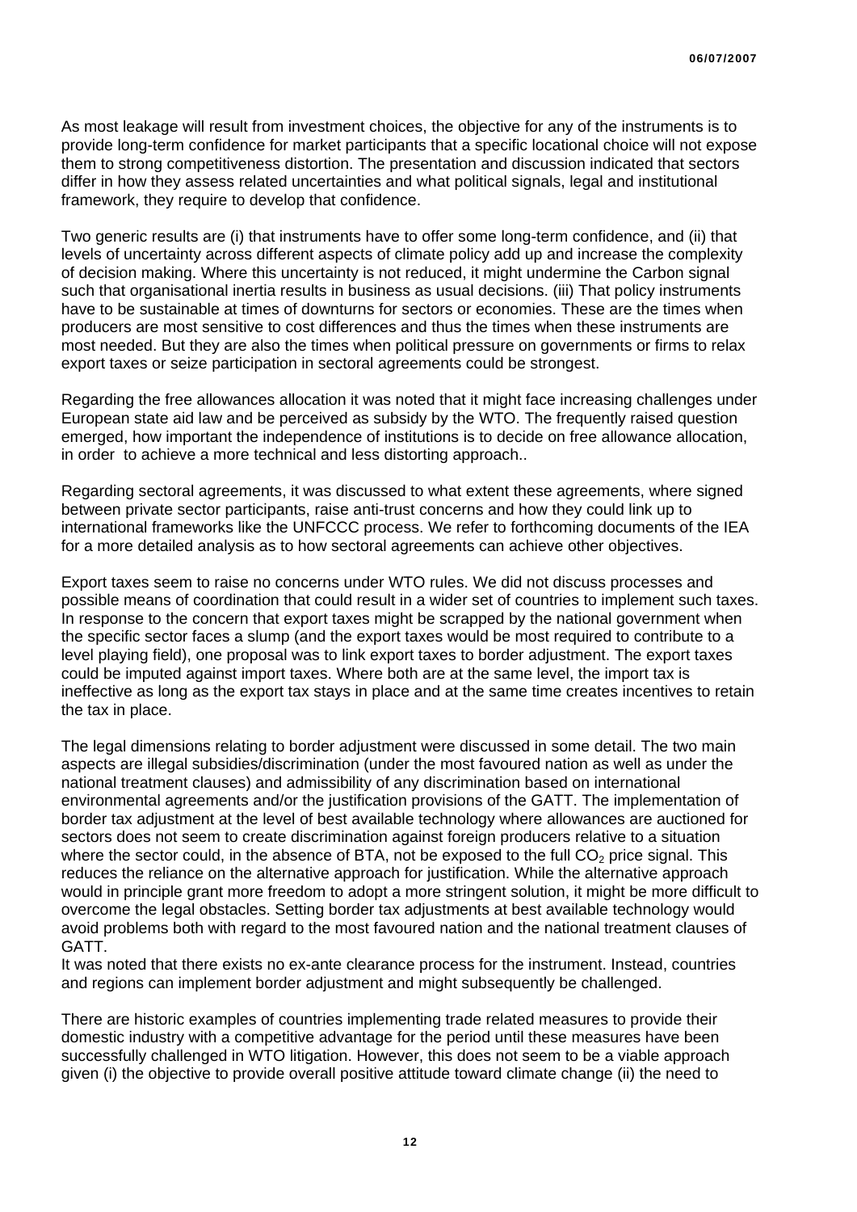As most leakage will result from investment choices, the objective for any of the instruments is to provide long-term confidence for market participants that a specific locational choice will not expose them to strong competitiveness distortion. The presentation and discussion indicated that sectors differ in how they assess related uncertainties and what political signals, legal and institutional framework, they require to develop that confidence.

Two generic results are (i) that instruments have to offer some long-term confidence, and (ii) that levels of uncertainty across different aspects of climate policy add up and increase the complexity of decision making. Where this uncertainty is not reduced, it might undermine the Carbon signal such that organisational inertia results in business as usual decisions. (iii) That policy instruments have to be sustainable at times of downturns for sectors or economies. These are the times when producers are most sensitive to cost differences and thus the times when these instruments are most needed. But they are also the times when political pressure on governments or firms to relax export taxes or seize participation in sectoral agreements could be strongest.

Regarding the free allowances allocation it was noted that it might face increasing challenges under European state aid law and be perceived as subsidy by the WTO. The frequently raised question emerged, how important the independence of institutions is to decide on free allowance allocation, in order to achieve a more technical and less distorting approach..

Regarding sectoral agreements, it was discussed to what extent these agreements, where signed between private sector participants, raise anti-trust concerns and how they could link up to international frameworks like the UNFCCC process. We refer to forthcoming documents of the IEA for a more detailed analysis as to how sectoral agreements can achieve other objectives.

Export taxes seem to raise no concerns under WTO rules. We did not discuss processes and possible means of coordination that could result in a wider set of countries to implement such taxes. In response to the concern that export taxes might be scrapped by the national government when the specific sector faces a slump (and the export taxes would be most required to contribute to a level playing field), one proposal was to link export taxes to border adjustment. The export taxes could be imputed against import taxes. Where both are at the same level, the import tax is ineffective as long as the export tax stays in place and at the same time creates incentives to retain the tax in place.

The legal dimensions relating to border adjustment were discussed in some detail. The two main aspects are illegal subsidies/discrimination (under the most favoured nation as well as under the national treatment clauses) and admissibility of any discrimination based on international environmental agreements and/or the justification provisions of the GATT. The implementation of border tax adjustment at the level of best available technology where allowances are auctioned for sectors does not seem to create discrimination against foreign producers relative to a situation where the sector could, in the absence of BTA, not be exposed to the full $CO_2$ price signal. This reduces the reliance on the alternative approach for justification. While the alternative approach would in principle grant more freedom to adopt a more stringent solution, it might be more difficult to overcome the legal obstacles. Setting border tax adjustments at best available technology would avoid problems both with regard to the most favoured nation and the national treatment clauses of GATT.

It was noted that there exists no ex-ante clearance process for the instrument. Instead, countries and regions can implement border adjustment and might subsequently be challenged.

There are historic examples of countries implementing trade related measures to provide their domestic industry with a competitive advantage for the period until these measures have been successfully challenged in WTO litigation. However, this does not seem to be a viable approach given (i) the objective to provide overall positive attitude toward climate change (ii) the need to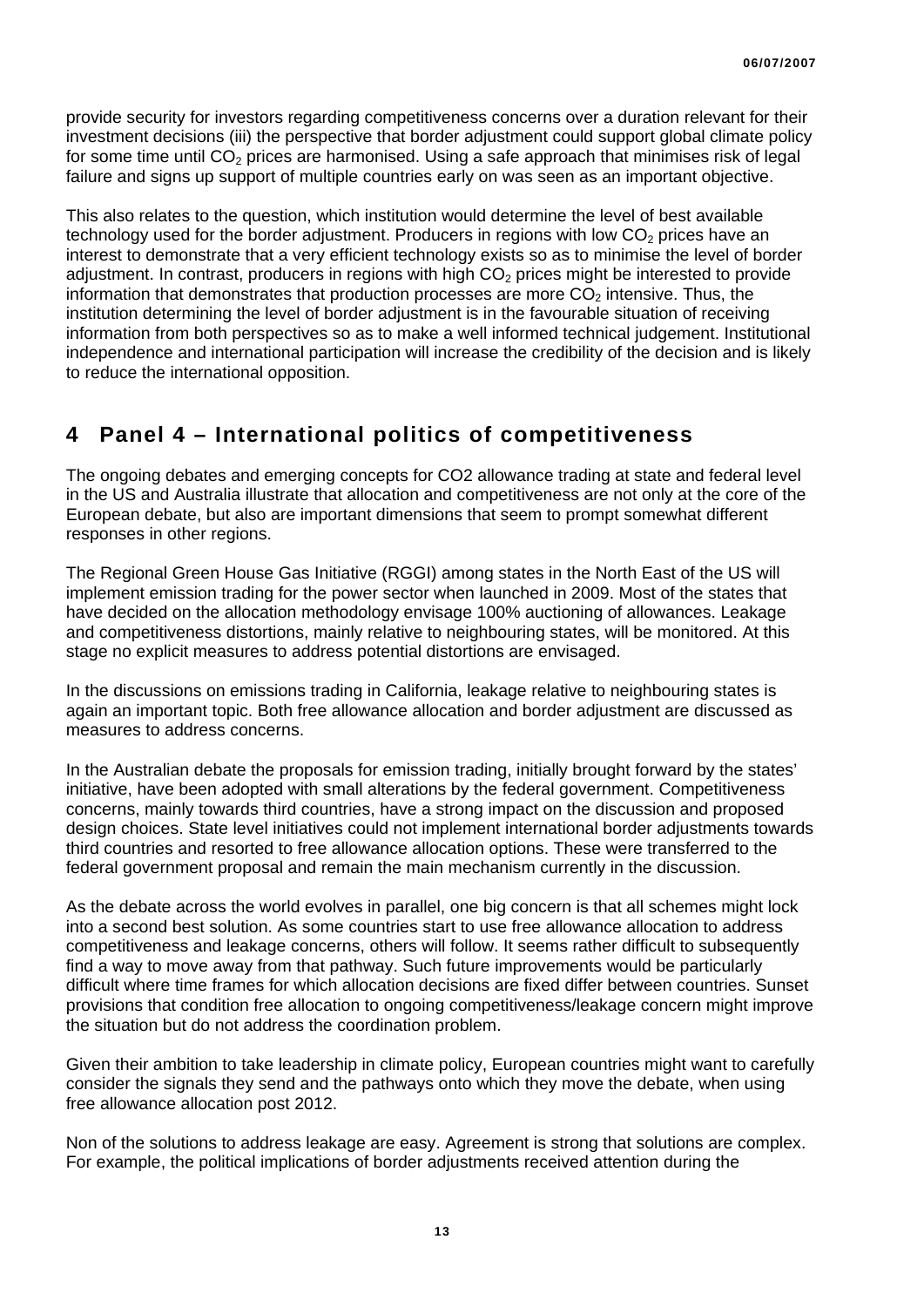provide security for investors regarding competitiveness concerns over a duration relevant for their investment decisions (iii) the perspective that border adjustment could support global climate policy for some time until $CO_2$ prices are harmonised. Using a safe approach that minimises risk of legal failure and signs up support of multiple countries early on was seen as an important objective.

This also relates to the question, which institution would determine the level of best available technology used for the border adjustment. Producers in regions with low $CO_2$ prices have an interest to demonstrate that a very efficient technology exists so as to minimise the level of border adjustment. In contrast, producers in regions with high $CO_2$ prices might be interested to provide information that demonstrates that production processes are more $CO_2$ intensive. Thus, the institution determining the level of border adjustment is in the favourable situation of receiving information from both perspectives so as to make a well informed technical judgement. Institutional independence and international participation will increase the credibility of the decision and is likely to reduce the international opposition.

# 4 Panel 4 – International politics of competitiveness

The ongoing debates and emerging concepts for CO2 allowance trading at state and federal level in the US and Australia illustrate that allocation and competitiveness are not only at the core of the European debate, but also are important dimensions that seem to prompt somewhat different responses in other regions.

The Regional Green House Gas Initiative (RGGI) among states in the North East of the US will implement emission trading for the power sector when launched in 2009. Most of the states that have decided on the allocation methodology envisage 100% auctioning of allowances. Leakage and competitiveness distortions, mainly relative to neighbouring states, will be monitored. At this stage no explicit measures to address potential distortions are envisaged.

In the discussions on emissions trading in California, leakage relative to neighbouring states is again an important topic. Both free allowance allocation and border adjustment are discussed as measures to address concerns.

In the Australian debate the proposals for emission trading, initially brought forward by the states' initiative, have been adopted with small alterations by the federal government. Competitiveness concerns, mainly towards third countries, have a strong impact on the discussion and proposed design choices. State level initiatives could not implement international border adjustments towards third countries and resorted to free allowance allocation options. These were transferred to the federal government proposal and remain the main mechanism currently in the discussion.

As the debate across the world evolves in parallel, one big concern is that all schemes might lock into a second best solution. As some countries start to use free allowance allocation to address competitiveness and leakage concerns, others will follow. It seems rather difficult to subsequently find a way to move away from that pathway. Such future improvements would be particularly difficult where time frames for which allocation decisions are fixed differ between countries. Sunset provisions that condition free allocation to ongoing competitiveness/leakage concern might improve the situation but do not address the coordination problem.

Given their ambition to take leadership in climate policy, European countries might want to carefully consider the signals they send and the pathways onto which they move the debate, when using free allowance allocation post 2012.

Non of the solutions to address leakage are easy. Agreement is strong that solutions are complex. For example, the political implications of border adjustments received attention during the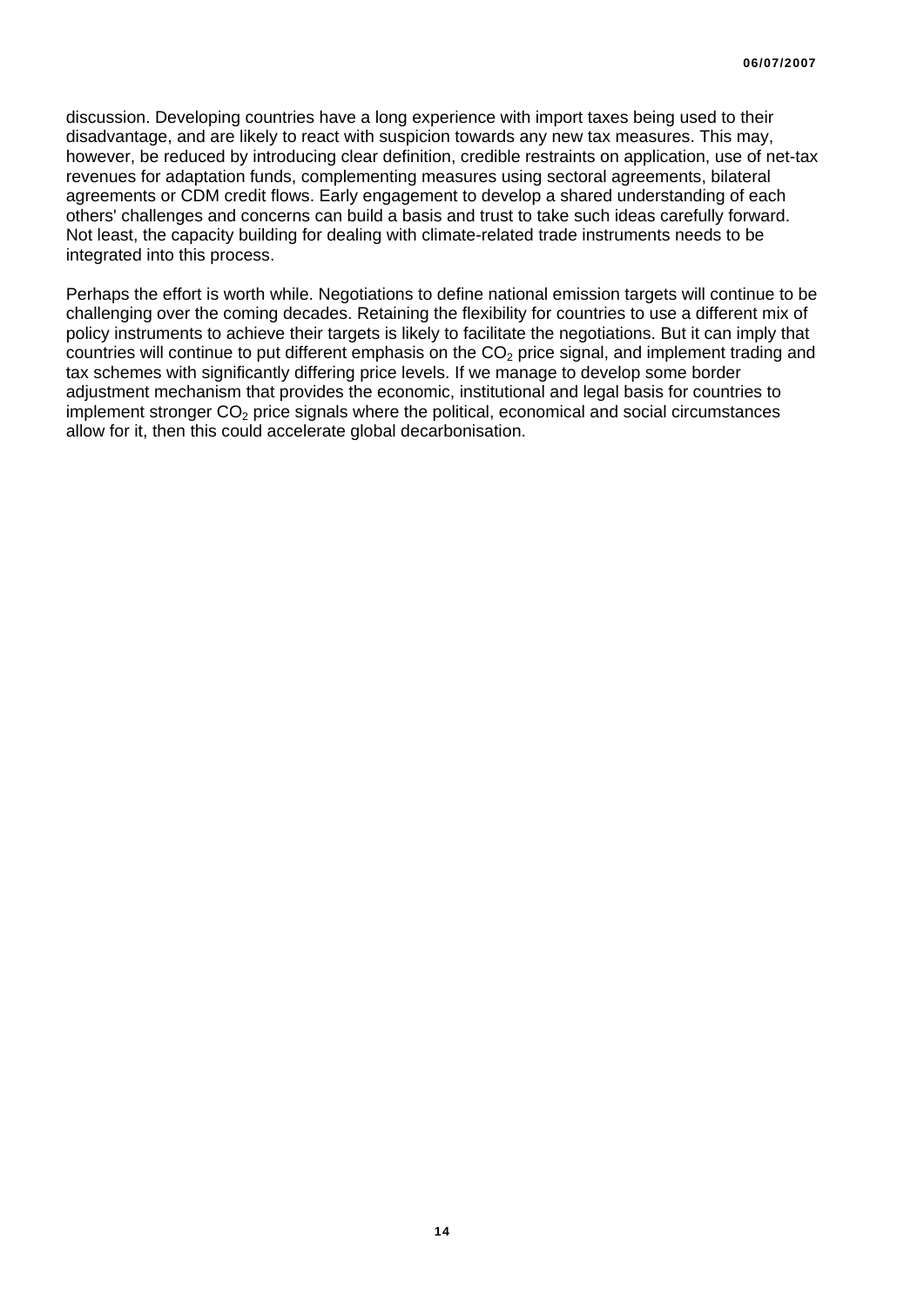discussion. Developing countries have a long experience with import taxes being used to their disadvantage, and are likely to react with suspicion towards any new tax measures. This may, however, be reduced by introducing clear definition, credible restraints on application, use of net-tax revenues for adaptation funds, complementing measures using sectoral agreements, bilateral agreements or CDM credit flows. Early engagement to develop a shared understanding of each others' challenges and concerns can build a basis and trust to take such ideas carefully forward. Not least, the capacity building for dealing with climate-related trade instruments needs to be integrated into this process.

Perhaps the effort is worth while. Negotiations to define national emission targets will continue to be challenging over the coming decades. Retaining the flexibility for countries to use a different mix of policy instruments to achieve their targets is likely to facilitate the negotiations. But it can imply that countries will continue to put different emphasis on the $CO_2$ price signal, and implement trading and tax schemes with significantly differing price levels. If we manage to develop some border adjustment mechanism that provides the economic, institutional and legal basis for countries to implement stronger $CO_2$ price signals where the political, economical and social circumstances allow for it, then this could accelerate global decarbonisation.